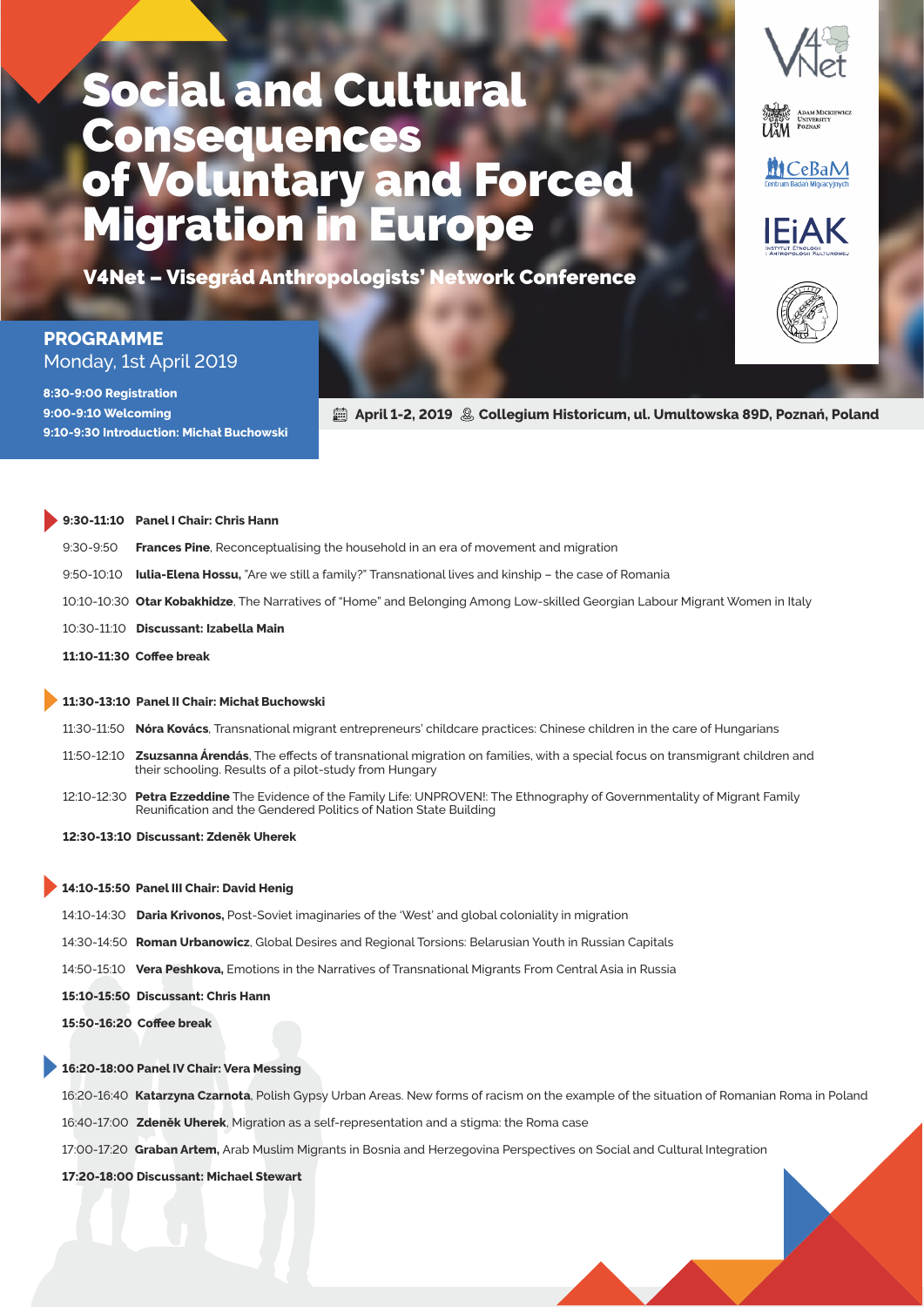# Social and Cultural Consequences of Voluntary and Forced Migration in Europe

**V4Net – Visegrád Anthropologists' Network Conference**

ADAM MICKIEWICZ UNIVERSITY POZNAŃ

CeBaM Centrum Badań Migracyjnych

IEiAK Instytut Etnologii i Antropologii Kulturowej

## PROGRAMME

Monday, 1st April 2019

**8:30-9:00 Registration**
**9:00-9:10 Welcoming**
**9:10-9:30 Introduction: Michał Buchowski**

**April 1-2, 2019** **Collegium Historicum, ul. Umultowska 89D, Poznań, Poland**

**9:30-11:10 Panel I Chair: Chris Hann**

9:30-9:50 **Frances Pine**, Reconceptualising the household in an era of movement and migration

9:50-10:10 **Iulia-Elena Hossu,** "Are we still a family?" Transnational lives and kinship – the case of Romania

10:10-10:30 **Otar Kobakhidze**, The Narratives of "Home" and Belonging Among Low-skilled Georgian Labour Migrant Women in Italy

10:30-11:10 **Discussant: Izabella Main**

**11:10-11:30 Coffee break**

**11:30-13:10 Panel II Chair: Michał Buchowski**

11:30-11:50 **Nóra Kovács**, Transnational migrant entrepreneurs' childcare practices: Chinese children in the care of Hungarians

11:50-12:10 **Zsuzsanna Árendás**, The effects of transnational migration on families, with a special focus on transmigrant children and their schooling. Results of a pilot-study from Hungary

12:10-12:30 **Petra Ezzeddine** The Evidence of the Family Life: UNPROVEN!: The Ethnography of Governmentality of Migrant Family Reunification and the Gendered Politics of Nation State Building

**12:30-13:10 Discussant: Zdeněk Uherek**

**14:10-15:50 Panel III Chair: David Henig**

14:10-14:30 **Daria Krivonos,** Post-Soviet imaginaries of the 'West' and global coloniality in migration

14:30-14:50 **Roman Urbanowicz**, Global Desires and Regional Torsions: Belarusian Youth in Russian Capitals

14:50-15:10 **Vera Peshkova,** Emotions in the Narratives of Transnational Migrants From Central Asia in Russia

**15:10-15:50 Discussant: Chris Hann**

**15:50-16:20 Coffee break**

**16:20-18:00 Panel IV Chair: Vera Messing**

16:20-16:40 **Katarzyna Czarnota**, Polish Gypsy Urban Areas. New forms of racism on the example of the situation of Romanian Roma in Poland

16:40-17:00 **Zdeněk Uherek**, Migration as a self-representation and a stigma: the Roma case

17:00-17:20 **Graban Artem,** Arab Muslim Migrants in Bosnia and Herzegovina Perspectives on Social and Cultural Integration

**17:20-18:00 Discussant: Michael Stewart**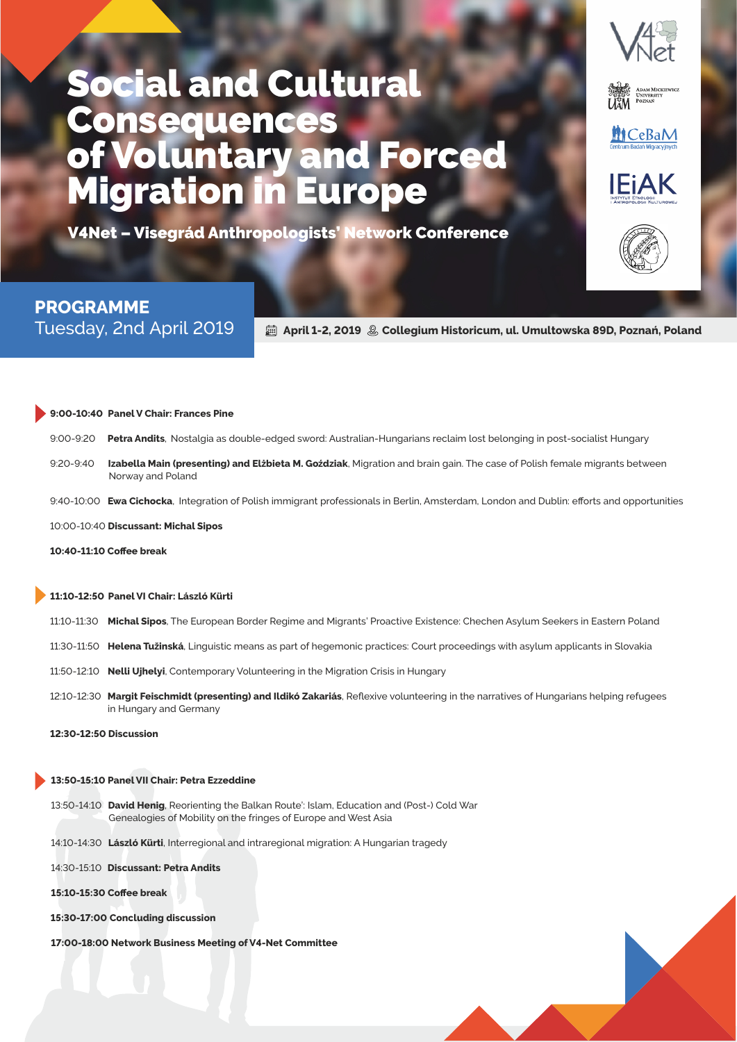# Social and Cultural Consequences of Voluntary and Forced Migration in Europe

**V4Net – Visegrád Anthropologists' Network Conference**

## PROGRAMME
Tuesday, 2nd April 2019

**April 1-2, 2019** **Collegium Historicum, ul. Umultowska 89D, Poznań, Poland**

**9:00-10:40 Panel V Chair: Frances Pine**

9:00-9:20 **Petra Andits**, Nostalgia as double-edged sword: Australian-Hungarians reclaim lost belonging in post-socialist Hungary

9:20-9:40 **Izabella Main (presenting) and Elżbieta M. Goździak**, Migration and brain gain. The case of Polish female migrants between Norway and Poland

9:40-10:00 **Ewa Cichocka**, Integration of Polish immigrant professionals in Berlin, Amsterdam, London and Dublin: efforts and opportunities

10:00-10:40 **Discussant: Michal Sipos**

**10:40-11:10 Coffee break**

**11:10-12:50 Panel VI Chair: László Kürti**

11:10-11:30 **Michal Sipos**, The European Border Regime and Migrants' Proactive Existence: Chechen Asylum Seekers in Eastern Poland

11:30-11:50 **Helena Tužinská**, Linguistic means as part of hegemonic practices: Court proceedings with asylum applicants in Slovakia

11:50-12:10 **Nelli Ujhelyi**, Contemporary Volunteering in the Migration Crisis in Hungary

12:10-12:30 **Margit Feischmidt (presenting) and Ildikó Zakariás**, Reflexive volunteering in the narratives of Hungarians helping refugees in Hungary and Germany

**12:30-12:50 Discussion**

**13:50-15:10 Panel VII Chair: Petra Ezzeddine**

13:50-14:10 **David Henig**, Reorienting the Balkan Route': Islam, Education and (Post-) Cold War Genealogies of Mobility on the fringes of Europe and West Asia

14:10-14:30 **László Kürti**, Interregional and intraregional migration: A Hungarian tragedy

14:30-15:10 **Discussant: Petra Andits**

**15:10-15:30 Coffee break**

**15:30-17:00 Concluding discussion**

**17:00-18:00 Network Business Meeting of V4-Net Committee**